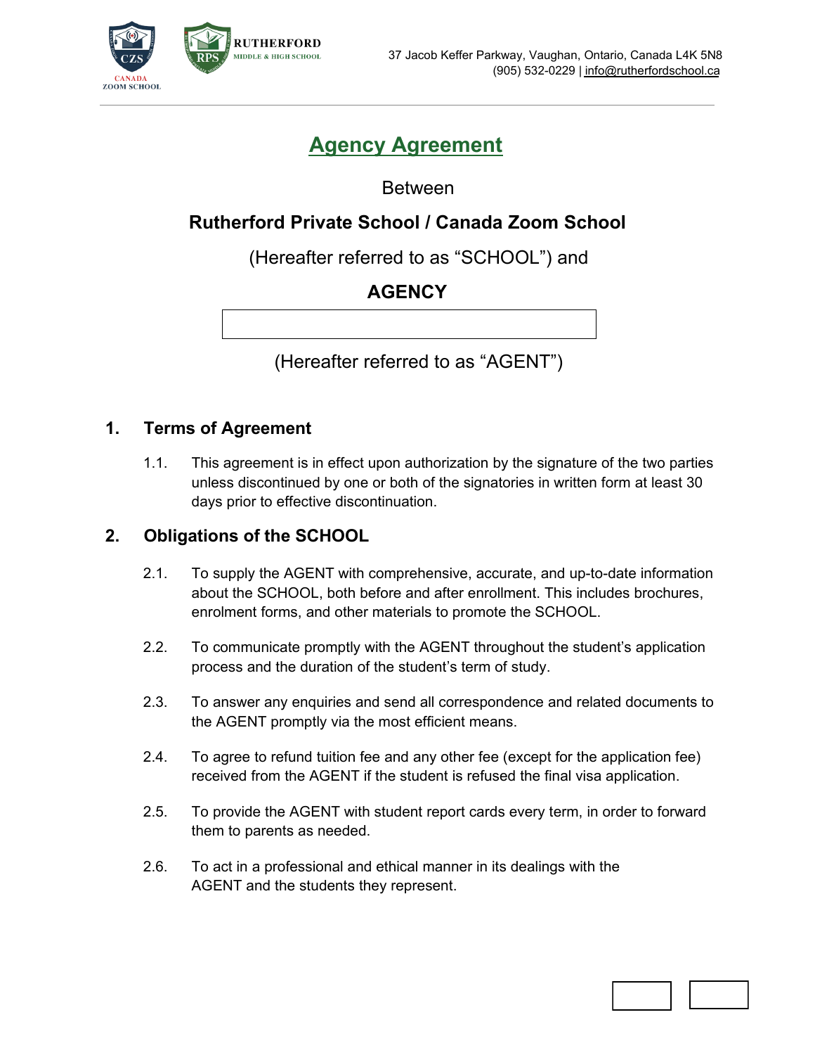37 Jacob Keffer Parkway, Vaughan, Ontario, Canada L4K 5N8
(905) 532-0229 | info@rutherfordschool.ca

# Agency Agreement

Between

**Rutherford Private School / Canada Zoom School**

(Hereafter referred to as “SCHOOL”) and

**AGENCY**

(Hereafter referred to as “AGENT”)

## 1. Terms of Agreement

1.1. This agreement is in effect upon authorization by the signature of the two parties unless discontinued by one or both of the signatories in written form at least 30 days prior to effective discontinuation.

## 2. Obligations of the SCHOOL

2.1. To supply the AGENT with comprehensive, accurate, and up-to-date information about the SCHOOL, both before and after enrollment. This includes brochures, enrolment forms, and other materials to promote the SCHOOL.

2.2. To communicate promptly with the AGENT throughout the student’s application process and the duration of the student’s term of study.

2.3. To answer any enquiries and send all correspondence and related documents to the AGENT promptly via the most efficient means.

2.4. To agree to refund tuition fee and any other fee (except for the application fee) received from the AGENT if the student is refused the final visa application.

2.5. To provide the AGENT with student report cards every term, in order to forward them to parents as needed.

2.6. To act in a professional and ethical manner in its dealings with the AGENT and the students they represent.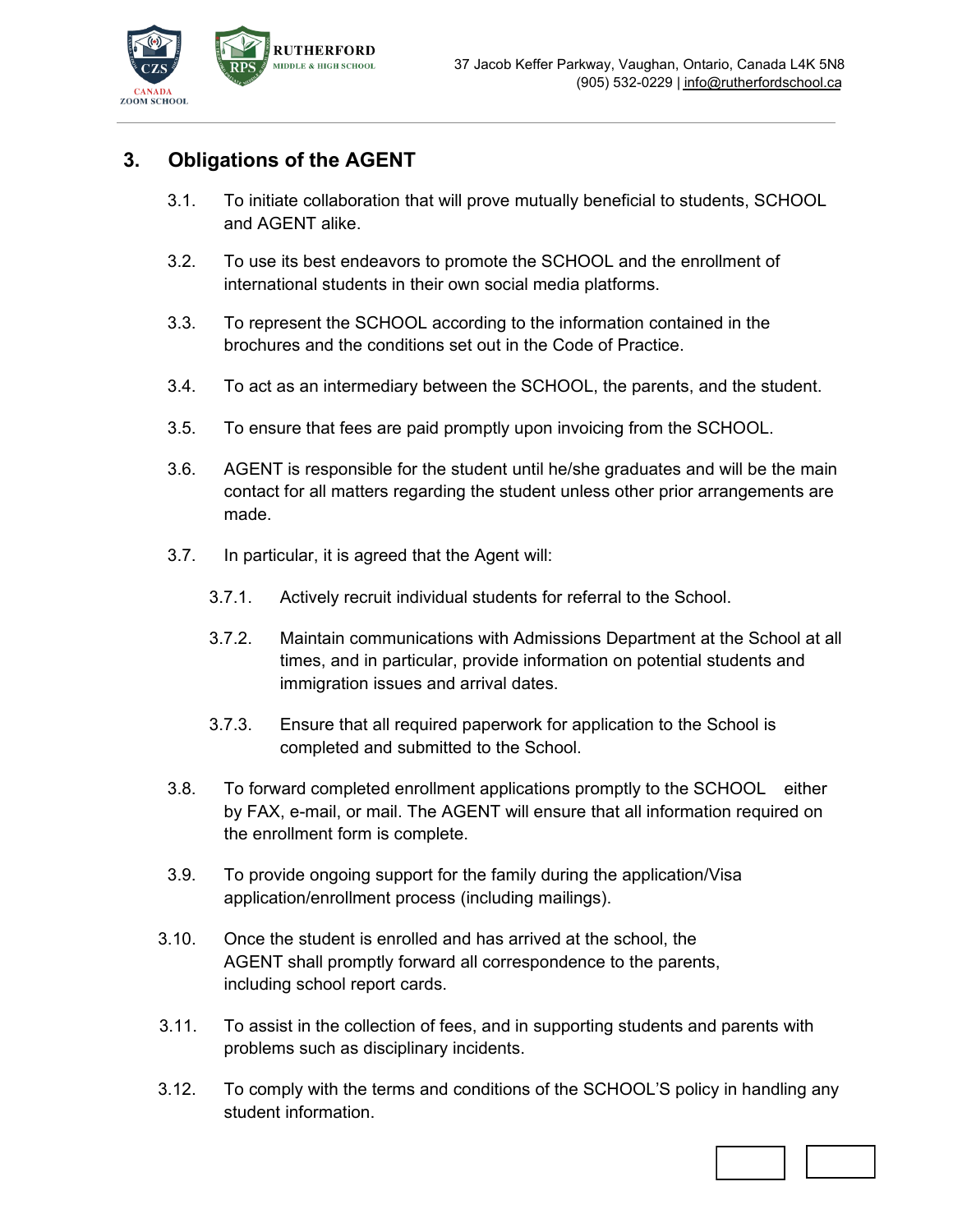## 3. Obligations of the AGENT

3.1. To initiate collaboration that will prove mutually beneficial to students, SCHOOL and AGENT alike.

3.2. To use its best endeavors to promote the SCHOOL and the enrollment of international students in their own social media platforms.

3.3. To represent the SCHOOL according to the information contained in the brochures and the conditions set out in the Code of Practice.

3.4. To act as an intermediary between the SCHOOL, the parents, and the student.

3.5. To ensure that fees are paid promptly upon invoicing from the SCHOOL.

3.6. AGENT is responsible for the student until he/she graduates and will be the main contact for all matters regarding the student unless other prior arrangements are made.

3.7. In particular, it is agreed that the Agent will:

3.7.1. Actively recruit individual students for referral to the School.

3.7.2. Maintain communications with Admissions Department at the School at all times, and in particular, provide information on potential students and immigration issues and arrival dates.

3.7.3. Ensure that all required paperwork for application to the School is completed and submitted to the School.

3.8. To forward completed enrollment applications promptly to the SCHOOL either by FAX, e-mail, or mail. The AGENT will ensure that all information required on the enrollment form is complete.

3.9. To provide ongoing support for the family during the application/Visa application/enrollment process (including mailings).

3.10. Once the student is enrolled and has arrived at the school, the AGENT shall promptly forward all correspondence to the parents, including school report cards.

3.11. To assist in the collection of fees, and in supporting students and parents with problems such as disciplinary incidents.

3.12. To comply with the terms and conditions of the SCHOOL'S policy in handling any student information.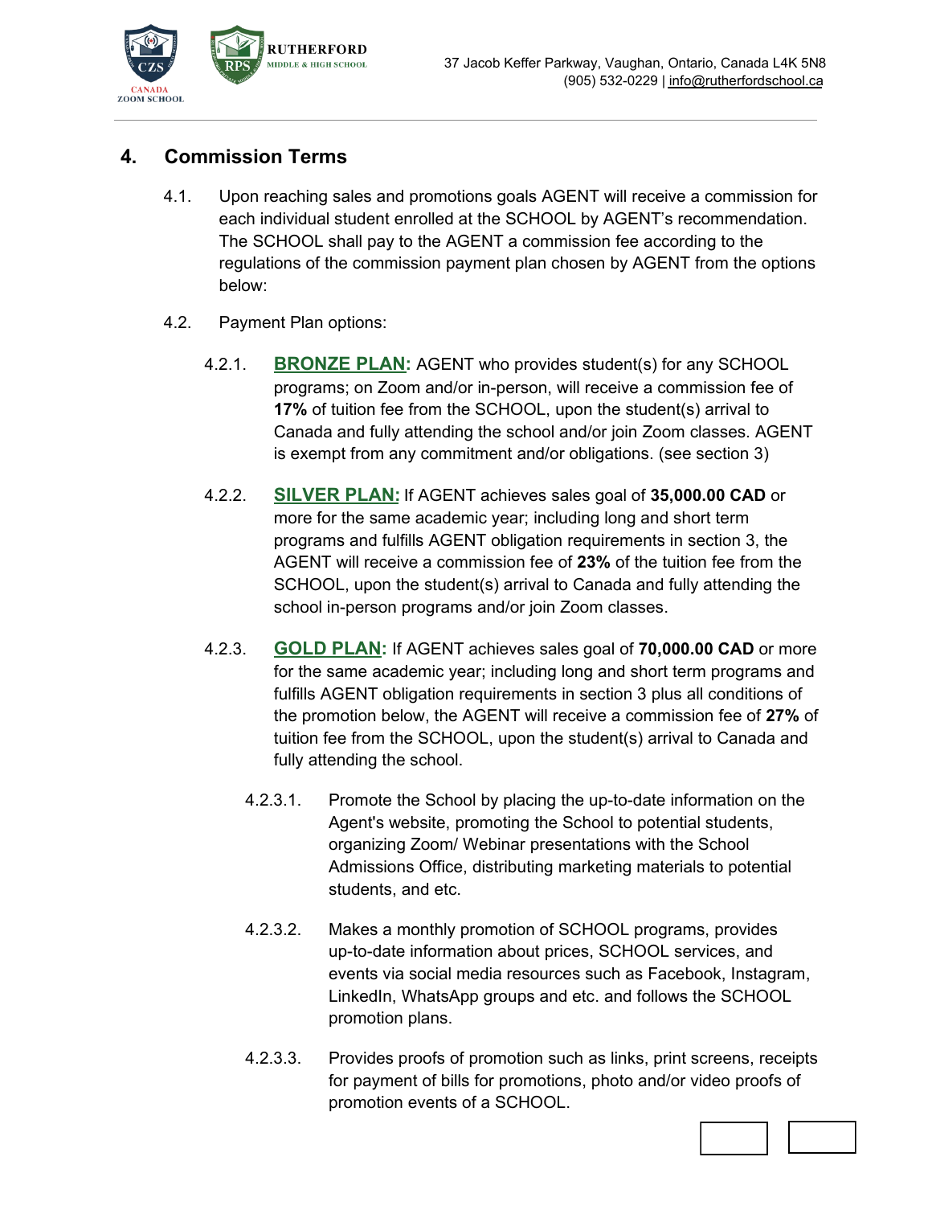## 4. Commission Terms

4.1. Upon reaching sales and promotions goals AGENT will receive a commission for each individual student enrolled at the SCHOOL by AGENT's recommendation. The SCHOOL shall pay to the AGENT a commission fee according to the regulations of the commission payment plan chosen by AGENT from the options below:

4.2. Payment Plan options:

4.2.1. **BRONZE PLAN:** AGENT who provides student(s) for any SCHOOL programs; on Zoom and/or in-person, will receive a commission fee of **17%** of tuition fee from the SCHOOL, upon the student(s) arrival to Canada and fully attending the school and/or join Zoom classes. AGENT is exempt from any commitment and/or obligations. (see section 3)

4.2.2. **SILVER PLAN:** If AGENT achieves sales goal of **35,000.00 CAD** or more for the same academic year; including long and short term programs and fulfills AGENT obligation requirements in section 3, the AGENT will receive a commission fee of **23%** of the tuition fee from the SCHOOL, upon the student(s) arrival to Canada and fully attending the school in-person programs and/or join Zoom classes.

4.2.3. **GOLD PLAN:** If AGENT achieves sales goal of **70,000.00 CAD** or more for the same academic year; including long and short term programs and fulfills AGENT obligation requirements in section 3 plus all conditions of the promotion below, the AGENT will receive a commission fee of **27%** of tuition fee from the SCHOOL, upon the student(s) arrival to Canada and fully attending the school.

4.2.3.1. Promote the School by placing the up-to-date information on the Agent's website, promoting the School to potential students, organizing Zoom/ Webinar presentations with the School Admissions Office, distributing marketing materials to potential students, and etc.

4.2.3.2. Makes a monthly promotion of SCHOOL programs, provides up-to-date information about prices, SCHOOL services, and events via social media resources such as Facebook, Instagram, LinkedIn, WhatsApp groups and etc. and follows the SCHOOL promotion plans.

4.2.3.3. Provides proofs of promotion such as links, print screens, receipts for payment of bills for promotions, photo and/or video proofs of promotion events of a SCHOOL.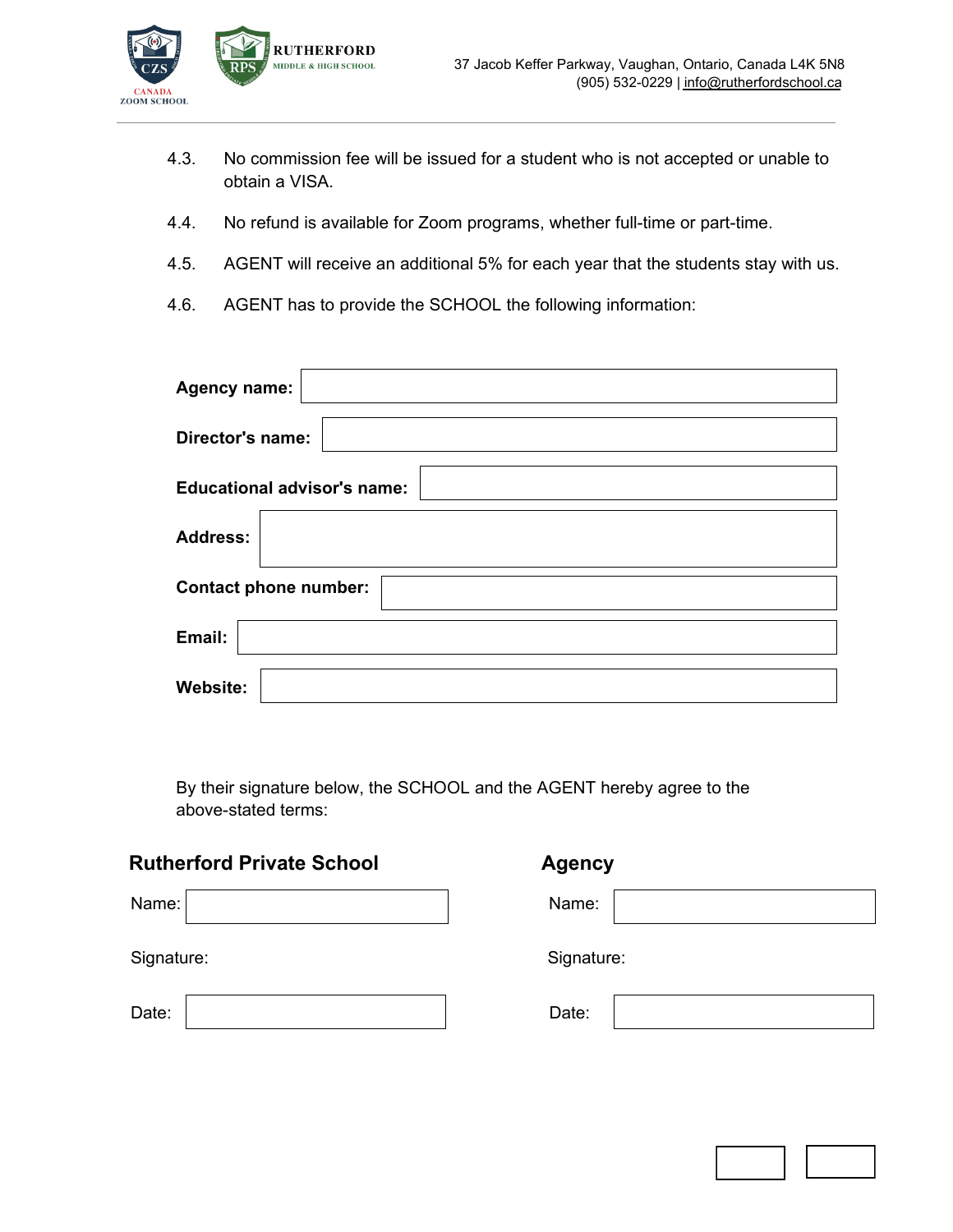4.3. No commission fee will be issued for a student who is not accepted or unable to obtain a VISA.

4.4. No refund is available for Zoom programs, whether full-time or part-time.

4.5. AGENT will receive an additional 5% for each year that the students stay with us.

4.6. AGENT has to provide the SCHOOL the following information:

**Agency name:**

**Director's name:**

**Educational advisor's name:**

**Address:**

**Contact phone number:**

**Email:**

**Website:**

By their signature below, the SCHOOL and the AGENT hereby agree to the above-stated terms:

### Rutherford Private School

Name:

Signature:

Date:

### Agency

Name:

Signature:

Date: